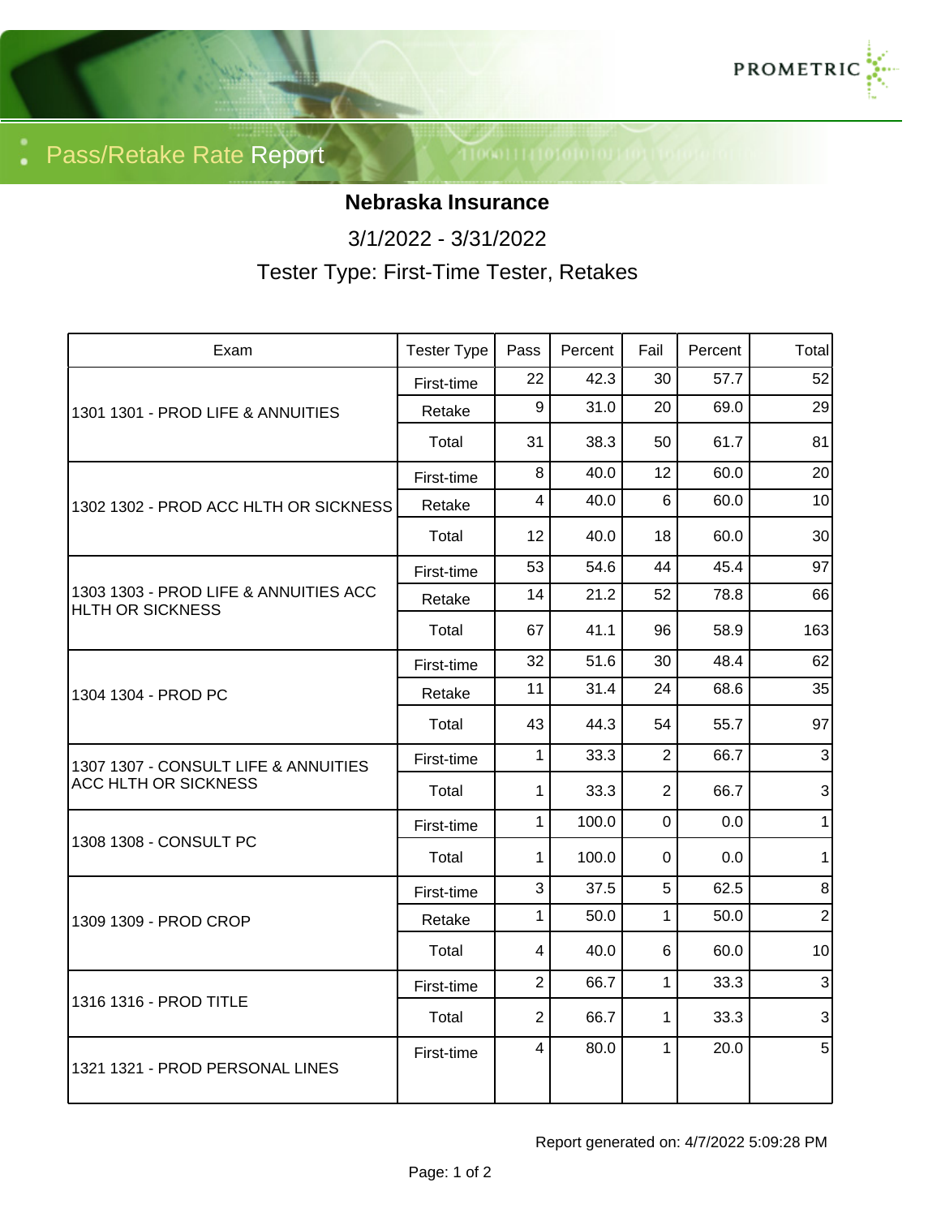# Pass/Retake Rate Report

**Nebraska Insurance**

3/1/2022 - 3/31/2022

Tester Type: First-Time Tester, Retakes

| Exam | Tester Type | Pass | Percent | Fail | Percent | Total |
|---|---|---|---|---|---|---|
| 1301 1301 - PROD LIFE & ANNUITIES | First-time | 22 | 42.3 | 30 | 57.7 | 52 |
| | Retake | 9 | 31.0 | 20 | 69.0 | 29 |
| | Total | 31 | 38.3 | 50 | 61.7 | 81 |
| 1302 1302 - PROD ACC HLTH OR SICKNESS | First-time | 8 | 40.0 | 12 | 60.0 | 20 |
| | Retake | 4 | 40.0 | 6 | 60.0 | 10 |
| | Total | 12 | 40.0 | 18 | 60.0 | 30 |
| 1303 1303 - PROD LIFE & ANNUITIES ACC HLTH OR SICKNESS | First-time | 53 | 54.6 | 44 | 45.4 | 97 |
| | Retake | 14 | 21.2 | 52 | 78.8 | 66 |
| | Total | 67 | 41.1 | 96 | 58.9 | 163 |
| 1304 1304 - PROD PC | First-time | 32 | 51.6 | 30 | 48.4 | 62 |
| | Retake | 11 | 31.4 | 24 | 68.6 | 35 |
| | Total | 43 | 44.3 | 54 | 55.7 | 97 |
| 1307 1307 - CONSULT LIFE & ANNUITIES ACC HLTH OR SICKNESS | First-time | 1 | 33.3 | 2 | 66.7 | 3 |
| | Total | 1 | 33.3 | 2 | 66.7 | 3 |
| 1308 1308 - CONSULT PC | First-time | 1 | 100.0 | 0 | 0.0 | 1 |
| | Total | 1 | 100.0 | 0 | 0.0 | 1 |
| 1309 1309 - PROD CROP | First-time | 3 | 37.5 | 5 | 62.5 | 8 |
| | Retake | 1 | 50.0 | 1 | 50.0 | 2 |
| | Total | 4 | 40.0 | 6 | 60.0 | 10 |
| 1316 1316 - PROD TITLE | First-time | 2 | 66.7 | 1 | 33.3 | 3 |
| | Total | 2 | 66.7 | 1 | 33.3 | 3 |
| 1321 1321 - PROD PERSONAL LINES | First-time | 4 | 80.0 | 1 | 20.0 | 5 |

Report generated on: 4/7/2022 5:09:28 PM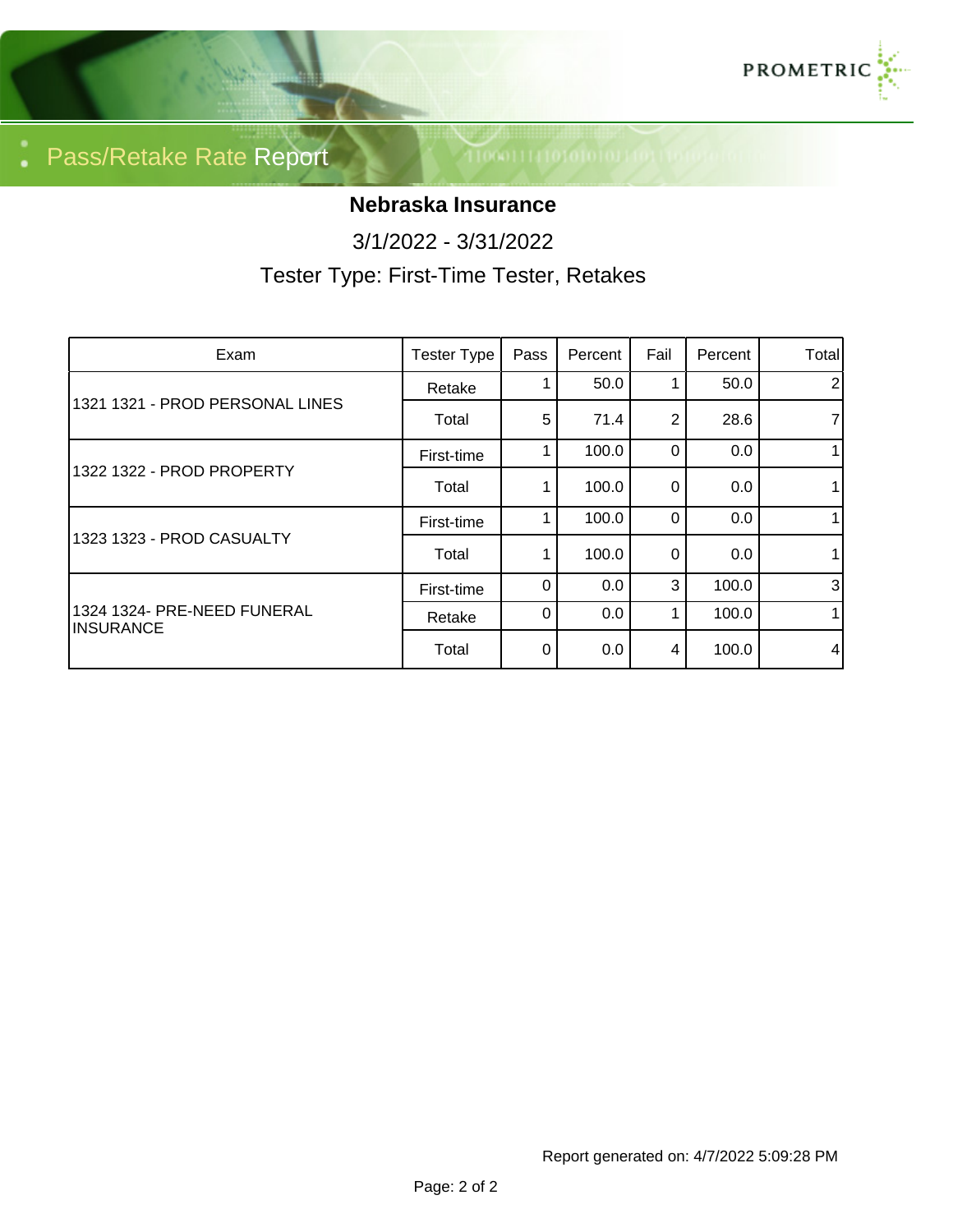Pass/Retake Rate Report

## Nebraska Insurance

3/1/2022 - 3/31/2022

Tester Type: First-Time Tester, Retakes

| Exam | Tester Type | Pass | Percent | Fail | Percent | Total |
|---|---|---|---|---|---|---|
| 1321 1321 - PROD PERSONAL LINES | Retake | 1 | 50.0 | 1 | 50.0 | 2 |
| | Total | 5 | 71.4 | 2 | 28.6 | 7 |
| 1322 1322 - PROD PROPERTY | First-time | 1 | 100.0 | 0 | 0.0 | 1 |
| | Total | 1 | 100.0 | 0 | 0.0 | 1 |
| 1323 1323 - PROD CASUALTY | First-time | 1 | 100.0 | 0 | 0.0 | 1 |
| | Total | 1 | 100.0 | 0 | 0.0 | 1 |
| 1324 1324- PRE-NEED FUNERAL INSURANCE | First-time | 0 | 0.0 | 3 | 100.0 | 3 |
| | Retake | 0 | 0.0 | 1 | 100.0 | 1 |
| | Total | 0 | 0.0 | 4 | 100.0 | 4 |

Report generated on: 4/7/2022 5:09:28 PM